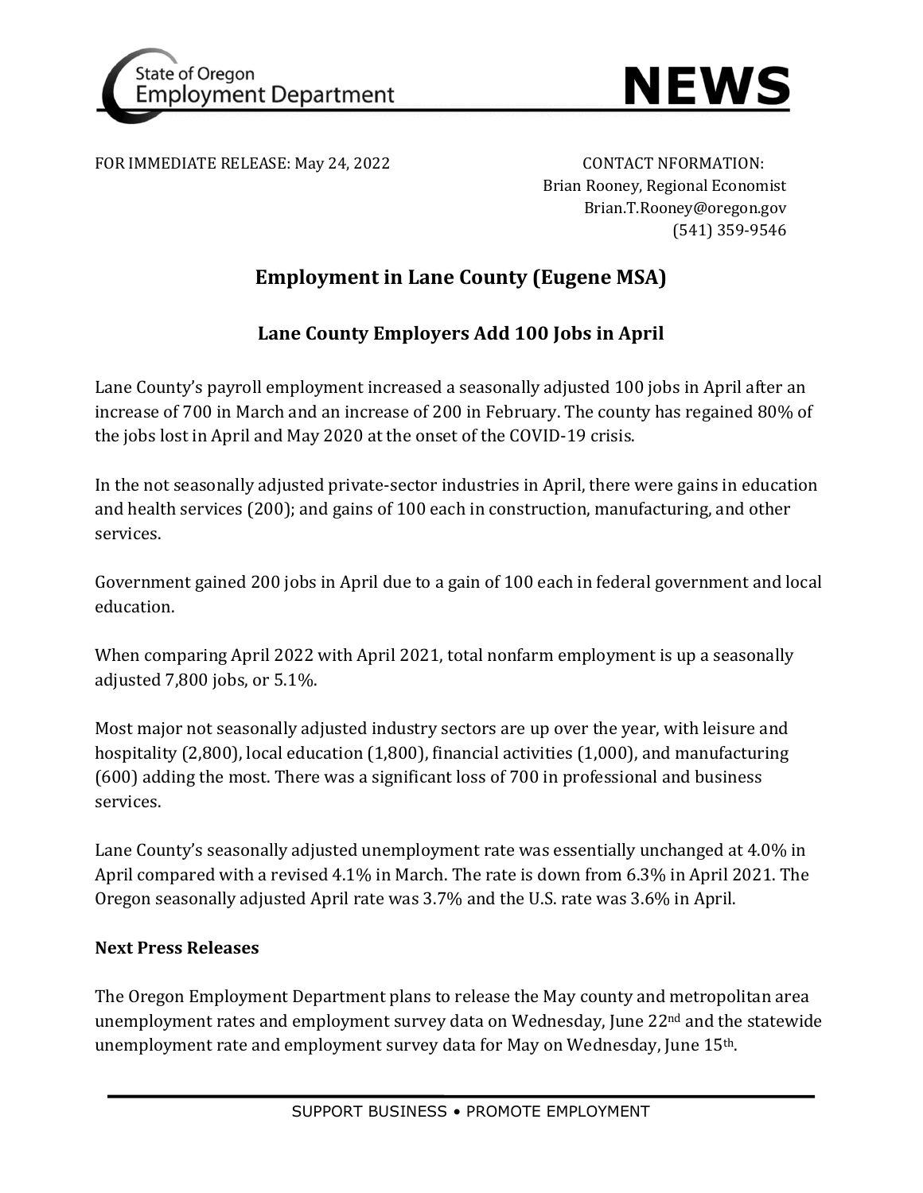State of Oregon Employment Department

# NEWS

FOR IMMEDIATE RELEASE: May 24, 2022

CONTACT NFORMATION:
Brian Rooney, Regional Economist
Brian.T.Rooney@oregon.gov
(541) 359-9546

## Employment in Lane County (Eugene MSA)

## Lane County Employers Add 100 Jobs in April

Lane County's payroll employment increased a seasonally adjusted 100 jobs in April after an increase of 700 in March and an increase of 200 in February. The county has regained 80% of the jobs lost in April and May 2020 at the onset of the COVID-19 crisis.

In the not seasonally adjusted private-sector industries in April, there were gains in education and health services (200); and gains of 100 each in construction, manufacturing, and other services.

Government gained 200 jobs in April due to a gain of 100 each in federal government and local education.

When comparing April 2022 with April 2021, total nonfarm employment is up a seasonally adjusted 7,800 jobs, or 5.1%.

Most major not seasonally adjusted industry sectors are up over the year, with leisure and hospitality (2,800), local education (1,800), financial activities (1,000), and manufacturing (600) adding the most. There was a significant loss of 700 in professional and business services.

Lane County's seasonally adjusted unemployment rate was essentially unchanged at 4.0% in April compared with a revised 4.1% in March. The rate is down from 6.3% in April 2021. The Oregon seasonally adjusted April rate was 3.7% and the U.S. rate was 3.6% in April.

**Next Press Releases**

The Oregon Employment Department plans to release the May county and metropolitan area unemployment rates and employment survey data on Wednesday, June 22nd and the statewide unemployment rate and employment survey data for May on Wednesday, June 15th.

SUPPORT BUSINESS • PROMOTE EMPLOYMENT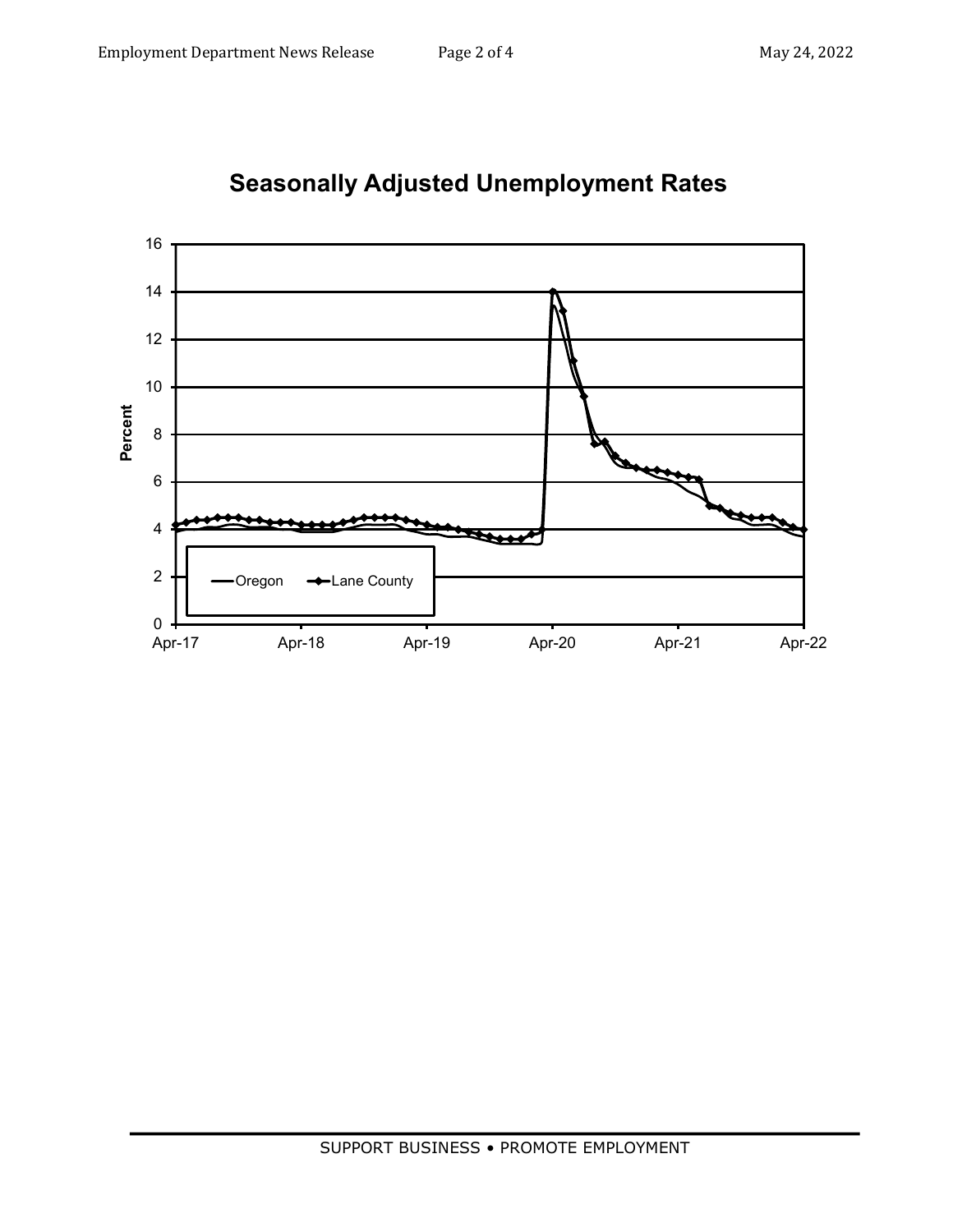## Seasonally Adjusted Unemployment Rates

Percent

16, 14, 12, 10, 8, 6, 4, 2, 0

Apr-17, Apr-18, Apr-19, Apr-20, Apr-21, Apr-22

Oregon — Lane County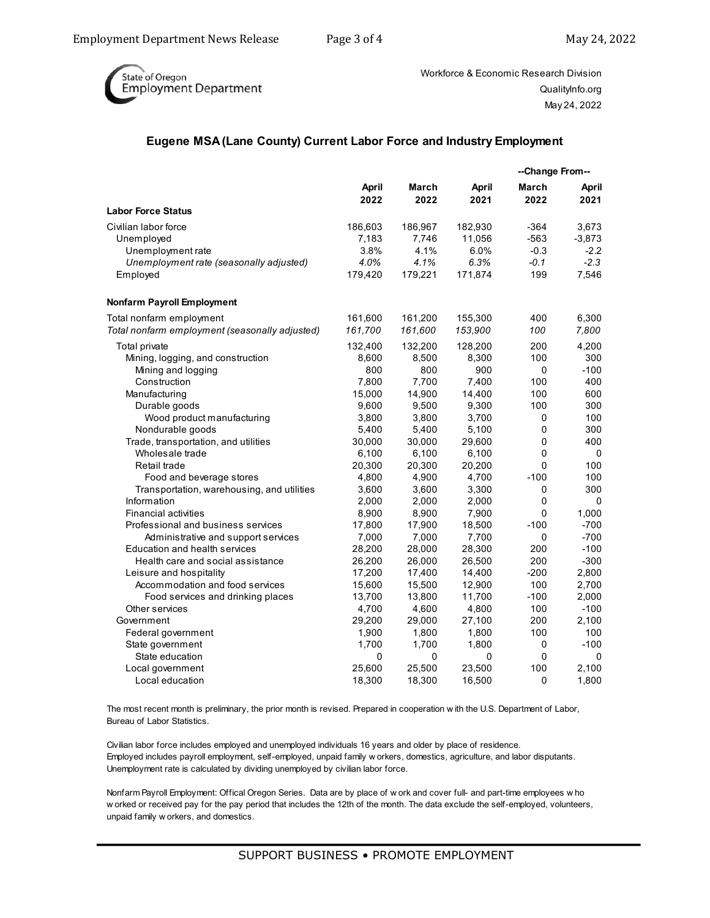State of Oregon Employment Department

Workforce & Economic Research Division
QualityInfo.org
May 24, 2022

## Eugene MSA (Lane County) Current Labor Force and Industry Employment

| | April 2022 | March 2022 | April 2021 | --Change From-- March 2022 | April 2021 |
|---|---|---|---|---|---|
| **Labor Force Status** | | | | | |
| Civilian labor force | 186,603 | 186,967 | 182,930 | -364 | 3,673 |
| Unemployed | 7,183 | 7,746 | 11,056 | -563 | -3,873 |
| Unemployment rate | 3.8% | 4.1% | 6.0% | -0.3 | -2.2 |
| *Unemployment rate (seasonally adjusted)* | *4.0%* | *4.1%* | *6.3%* | *-0.1* | *-2.3* |
| Employed | 179,420 | 179,221 | 171,874 | 199 | 7,546 |
| **Nonfarm Payroll Employment** | | | | | |
| Total nonfarm employment | 161,600 | 161,200 | 155,300 | 400 | 6,300 |
| *Total nonfarm employment (seasonally adjusted)* | *161,700* | *161,600* | *153,900* | *100* | *7,800* |
| Total private | 132,400 | 132,200 | 128,200 | 200 | 4,200 |
| Mining, logging, and construction | 8,600 | 8,500 | 8,300 | 100 | 300 |
| Mining and logging | 800 | 800 | 900 | 0 | -100 |
| Construction | 7,800 | 7,700 | 7,400 | 100 | 400 |
| Manufacturing | 15,000 | 14,900 | 14,400 | 100 | 600 |
| Durable goods | 9,600 | 9,500 | 9,300 | 100 | 300 |
| Wood product manufacturing | 3,800 | 3,800 | 3,700 | 0 | 100 |
| Nondurable goods | 5,400 | 5,400 | 5,100 | 0 | 300 |
| Trade, transportation, and utilities | 30,000 | 30,000 | 29,600 | 0 | 400 |
| Wholesale trade | 6,100 | 6,100 | 6,100 | 0 | 0 |
| Retail trade | 20,300 | 20,300 | 20,200 | 0 | 100 |
| Food and beverage stores | 4,800 | 4,900 | 4,700 | -100 | 100 |
| Transportation, warehousing, and utilities | 3,600 | 3,600 | 3,300 | 0 | 300 |
| Information | 2,000 | 2,000 | 2,000 | 0 | 0 |
| Financial activities | 8,900 | 8,900 | 7,900 | 0 | 1,000 |
| Professional and business services | 17,800 | 17,900 | 18,500 | -100 | -700 |
| Administrative and support services | 7,000 | 7,000 | 7,700 | 0 | -700 |
| Education and health services | 28,200 | 28,000 | 28,300 | 200 | -100 |
| Health care and social assistance | 26,200 | 26,000 | 26,500 | 200 | -300 |
| Leisure and hospitality | 17,200 | 17,400 | 14,400 | -200 | 2,800 |
| Accommodation and food services | 15,600 | 15,500 | 12,900 | 100 | 2,700 |
| Food services and drinking places | 13,700 | 13,800 | 11,700 | -100 | 2,000 |
| Other services | 4,700 | 4,600 | 4,800 | 100 | -100 |
| Government | 29,200 | 29,000 | 27,100 | 200 | 2,100 |
| Federal government | 1,900 | 1,800 | 1,800 | 100 | 100 |
| State government | 1,700 | 1,700 | 1,800 | 0 | -100 |
| State education | 0 | 0 | 0 | 0 | 0 |
| Local government | 25,600 | 25,500 | 23,500 | 100 | 2,100 |
| Local education | 18,300 | 18,300 | 16,500 | 0 | 1,800 |

The most recent month is preliminary, the prior month is revised. Prepared in cooperation with the U.S. Department of Labor, Bureau of Labor Statistics.

Civilian labor force includes employed and unemployed individuals 16 years and older by place of residence.
Employed includes payroll employment, self-employed, unpaid family workers, domestics, agriculture, and labor disputants.
Unemployment rate is calculated by dividing unemployed by civilian labor force.

Nonfarm Payroll Employment: Offical Oregon Series. Data are by place of work and cover full- and part-time employees who worked or received pay for the pay period that includes the 12th of the month. The data exclude the self-employed, volunteers, unpaid family workers, and domestics.

SUPPORT BUSINESS • PROMOTE EMPLOYMENT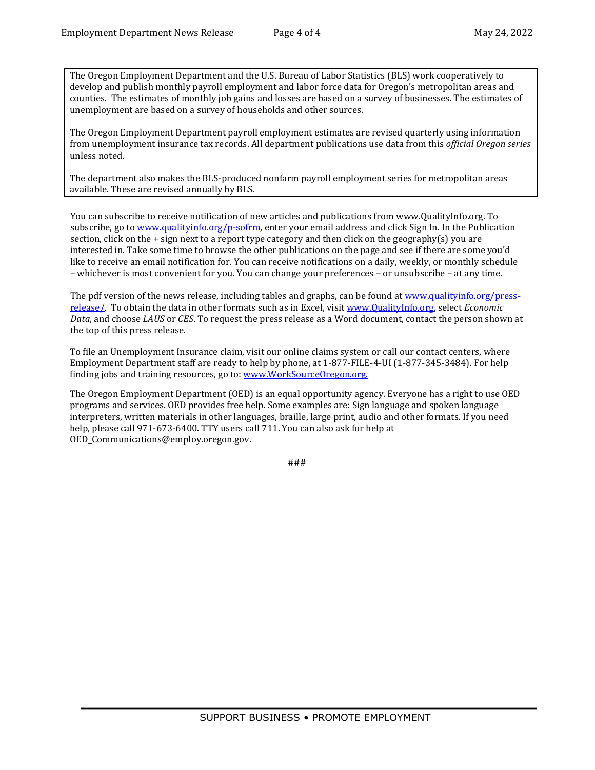The Oregon Employment Department and the U.S. Bureau of Labor Statistics (BLS) work cooperatively to develop and publish monthly payroll employment and labor force data for Oregon's metropolitan areas and counties. The estimates of monthly job gains and losses are based on a survey of businesses. The estimates of unemployment are based on a survey of households and other sources.

The Oregon Employment Department payroll employment estimates are revised quarterly using information from unemployment insurance tax records. All department publications use data from this *official Oregon series* unless noted.

The department also makes the BLS-produced nonfarm payroll employment series for metropolitan areas available. These are revised annually by BLS.

You can subscribe to receive notification of new articles and publications from www.QualityInfo.org. To subscribe, go to www.qualityinfo.org/p-sofrm, enter your email address and click Sign In. In the Publication section, click on the + sign next to a report type category and then click on the geography(s) you are interested in. Take some time to browse the other publications on the page and see if there are some you'd like to receive an email notification for. You can receive notifications on a daily, weekly, or monthly schedule – whichever is most convenient for you. You can change your preferences – or unsubscribe – at any time.

The pdf version of the news release, including tables and graphs, can be found at www.qualityinfo.org/press-release/. To obtain the data in other formats such as in Excel, visit www.QualityInfo.org, select *Economic Data*, and choose *LAUS* or *CES*. To request the press release as a Word document, contact the person shown at the top of this press release.

To file an Unemployment Insurance claim, visit our online claims system or call our contact centers, where Employment Department staff are ready to help by phone, at 1-877-FILE-4-UI (1-877-345-3484). For help finding jobs and training resources, go to: www.WorkSourceOregon.org.

The Oregon Employment Department (OED) is an equal opportunity agency. Everyone has a right to use OED programs and services. OED provides free help. Some examples are: Sign language and spoken language interpreters, written materials in other languages, braille, large print, audio and other formats. If you need help, please call 971-673-6400. TTY users call 711. You can also ask for help at OED_Communications@employ.oregon.gov.

###

SUPPORT BUSINESS • PROMOTE EMPLOYMENT